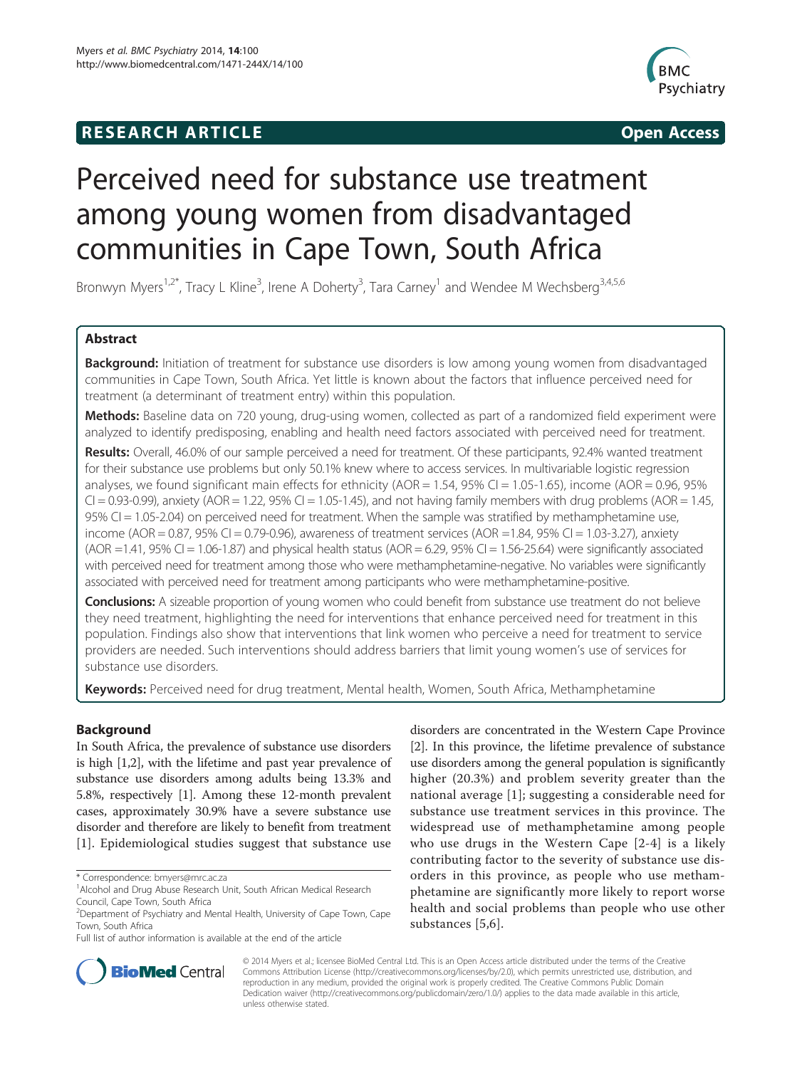**RESEARCH ARTICLE** **Open Access**

# Perceived need for substance use treatment among young women from disadvantaged communities in Cape Town, South Africa

Bronwyn Myers[1,2*], Tracy L Kline[3], Irene A Doherty[3], Tara Carney[1] and Wendee M Wechsberg[3,4,5,6]

## Abstract

**Background:** Initiation of treatment for substance use disorders is low among young women from disadvantaged communities in Cape Town, South Africa. Yet little is known about the factors that influence perceived need for treatment (a determinant of treatment entry) within this population.

**Methods:** Baseline data on 720 young, drug-using women, collected as part of a randomized field experiment were analyzed to identify predisposing, enabling and health need factors associated with perceived need for treatment.

**Results:** Overall, 46.0% of our sample perceived a need for treatment. Of these participants, 92.4% wanted treatment for their substance use problems but only 50.1% knew where to access services. In multivariable logistic regression analyses, we found significant main effects for ethnicity (AOR = 1.54, 95% CI = 1.05-1.65), income (AOR = 0.96, 95% CI = 0.93-0.99), anxiety (AOR = 1.22, 95% CI = 1.05-1.45), and not having family members with drug problems (AOR = 1.45, 95% CI = 1.05-2.04) on perceived need for treatment. When the sample was stratified by methamphetamine use, income (AOR = 0.87, 95% CI = 0.79-0.96), awareness of treatment services (AOR =1.84, 95% CI = 1.03-3.27), anxiety (AOR =1.41, 95% CI = 1.06-1.87) and physical health status (AOR = 6.29, 95% CI = 1.56-25.64) were significantly associated with perceived need for treatment among those who were methamphetamine-negative. No variables were significantly associated with perceived need for treatment among participants who were methamphetamine-positive.

**Conclusions:** A sizeable proportion of young women who could benefit from substance use treatment do not believe they need treatment, highlighting the need for interventions that enhance perceived need for treatment in this population. Findings also show that interventions that link women who perceive a need for treatment to service providers are needed. Such interventions should address barriers that limit young women's use of services for substance use disorders.

**Keywords:** Perceived need for drug treatment, Mental health, Women, South Africa, Methamphetamine

## Background

In South Africa, the prevalence of substance use disorders is high [1,2], with the lifetime and past year prevalence of substance use disorders among adults being 13.3% and 5.8%, respectively [1]. Among these 12-month prevalent cases, approximately 30.9% have a severe substance use disorder and therefore are likely to benefit from treatment [1]. Epidemiological studies suggest that substance use disorders are concentrated in the Western Cape Province [2]. In this province, the lifetime prevalence of substance use disorders among the general population is significantly higher (20.3%) and problem severity greater than the national average [1]; suggesting a considerable need for substance use treatment services in this province. The widespread use of methamphetamine among people who use drugs in the Western Cape [2-4] is a likely contributing factor to the severity of substance use disorders in this province, as people who use methamphetamine are significantly more likely to report worse health and social problems than people who use other substances [5,6].

\* Correspondence: bmyers@mrc.ac.za
[1]Alcohol and Drug Abuse Research Unit, South African Medical Research Council, Cape Town, South Africa
[2]Department of Psychiatry and Mental Health, University of Cape Town, Cape Town, South Africa
Full list of author information is available at the end of the article

© 2014 Myers et al.; licensee BioMed Central Ltd. This is an Open Access article distributed under the terms of the Creative Commons Attribution License (http://creativecommons.org/licenses/by/2.0), which permits unrestricted use, distribution, and reproduction in any medium, provided the original work is properly credited. The Creative Commons Public Domain Dedication waiver (http://creativecommons.org/publicdomain/zero/1.0/) applies to the data made available in this article, unless otherwise stated.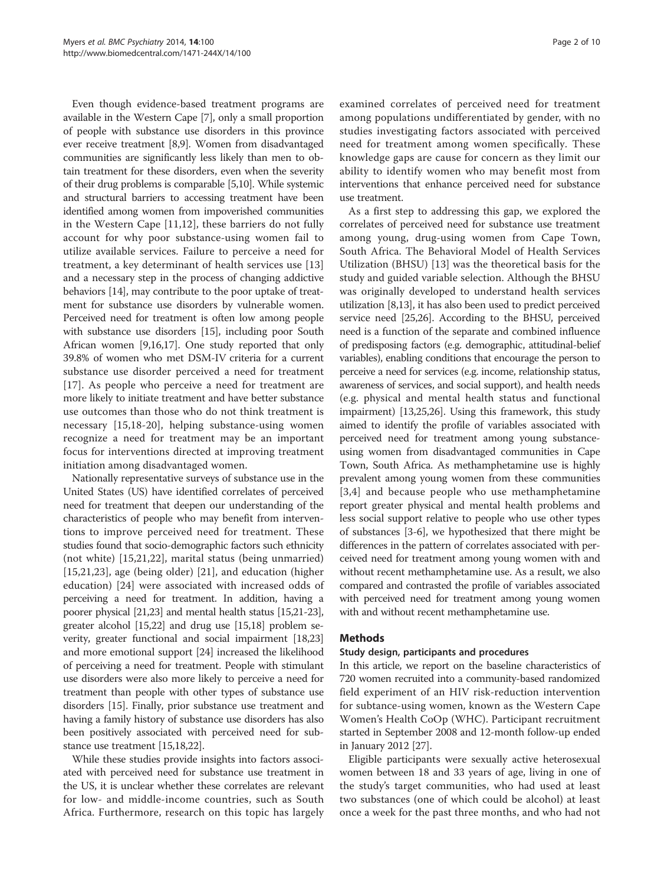Even though evidence-based treatment programs are available in the Western Cape [7], only a small proportion of people with substance use disorders in this province ever receive treatment [8,9]. Women from disadvantaged communities are significantly less likely than men to obtain treatment for these disorders, even when the severity of their drug problems is comparable [5,10]. While systemic and structural barriers to accessing treatment have been identified among women from impoverished communities in the Western Cape [11,12], these barriers do not fully account for why poor substance-using women fail to utilize available services. Failure to perceive a need for treatment, a key determinant of health services use [13] and a necessary step in the process of changing addictive behaviors [14], may contribute to the poor uptake of treatment for substance use disorders by vulnerable women. Perceived need for treatment is often low among people with substance use disorders [15], including poor South African women [9,16,17]. One study reported that only 39.8% of women who met DSM-IV criteria for a current substance use disorder perceived a need for treatment [17]. As people who perceive a need for treatment are more likely to initiate treatment and have better substance use outcomes than those who do not think treatment is necessary [15,18-20], helping substance-using women recognize a need for treatment may be an important focus for interventions directed at improving treatment initiation among disadvantaged women.

Nationally representative surveys of substance use in the United States (US) have identified correlates of perceived need for treatment that deepen our understanding of the characteristics of people who may benefit from interventions to improve perceived need for treatment. These studies found that socio-demographic factors such ethnicity (not white) [15,21,22], marital status (being unmarried) [15,21,23], age (being older) [21], and education (higher education) [24] were associated with increased odds of perceiving a need for treatment. In addition, having a poorer physical [21,23] and mental health status [15,21-23], greater alcohol [15,22] and drug use [15,18] problem severity, greater functional and social impairment [18,23] and more emotional support [24] increased the likelihood of perceiving a need for treatment. People with stimulant use disorders were also more likely to perceive a need for treatment than people with other types of substance use disorders [15]. Finally, prior substance use treatment and having a family history of substance use disorders has also been positively associated with perceived need for substance use treatment [15,18,22].

While these studies provide insights into factors associated with perceived need for substance use treatment in the US, it is unclear whether these correlates are relevant for low- and middle-income countries, such as South Africa. Furthermore, research on this topic has largely examined correlates of perceived need for treatment among populations undifferentiated by gender, with no studies investigating factors associated with perceived need for treatment among women specifically. These knowledge gaps are cause for concern as they limit our ability to identify women who may benefit most from interventions that enhance perceived need for substance use treatment.

As a first step to addressing this gap, we explored the correlates of perceived need for substance use treatment among young, drug-using women from Cape Town, South Africa. The Behavioral Model of Health Services Utilization (BHSU) [13] was the theoretical basis for the study and guided variable selection. Although the BHSU was originally developed to understand health services utilization [8,13], it has also been used to predict perceived service need [25,26]. According to the BHSU, perceived need is a function of the separate and combined influence of predisposing factors (e.g. demographic, attitudinal-belief variables), enabling conditions that encourage the person to perceive a need for services (e.g. income, relationship status, awareness of services, and social support), and health needs (e.g. physical and mental health status and functional impairment) [13,25,26]. Using this framework, this study aimed to identify the profile of variables associated with perceived need for treatment among young substance-using women from disadvantaged communities in Cape Town, South Africa. As methamphetamine use is highly prevalent among young women from these communities [3,4] and because people who use methamphetamine report greater physical and mental health problems and less social support relative to people who use other types of substances [3-6], we hypothesized that there might be differences in the pattern of correlates associated with perceived need for treatment among young women with and without recent methamphetamine use. As a result, we also compared and contrasted the profile of variables associated with perceived need for treatment among young women with and without recent methamphetamine use.

## Methods

### Study design, participants and procedures

In this article, we report on the baseline characteristics of 720 women recruited into a community-based randomized field experiment of an HIV risk-reduction intervention for subtance-using women, known as the Western Cape Women's Health CoOp (WHC). Participant recruitment started in September 2008 and 12-month follow-up ended in January 2012 [27].

Eligible participants were sexually active heterosexual women between 18 and 33 years of age, living in one of the study's target communities, who had used at least two substances (one of which could be alcohol) at least once a week for the past three months, and who had not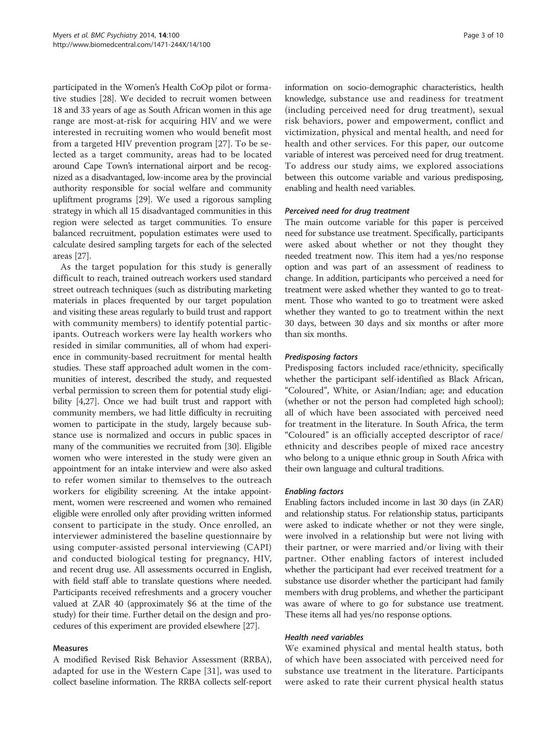participated in the Women's Health CoOp pilot or formative studies [28]. We decided to recruit women between 18 and 33 years of age as South African women in this age range are most-at-risk for acquiring HIV and we were interested in recruiting women who would benefit most from a targeted HIV prevention program [27]. To be selected as a target community, areas had to be located around Cape Town's international airport and be recognized as a disadvantaged, low-income area by the provincial authority responsible for social welfare and community upliftment programs [29]. We used a rigorous sampling strategy in which all 15 disadvantaged communities in this region were selected as target communities. To ensure balanced recruitment, population estimates were used to calculate desired sampling targets for each of the selected areas [27].

As the target population for this study is generally difficult to reach, trained outreach workers used standard street outreach techniques (such as distributing marketing materials in places frequented by our target population and visiting these areas regularly to build trust and rapport with community members) to identify potential participants. Outreach workers were lay health workers who resided in similar communities, all of whom had experience in community-based recruitment for mental health studies. These staff approached adult women in the communities of interest, described the study, and requested verbal permission to screen them for potential study eligibility [4,27]. Once we had built trust and rapport with community members, we had little difficulty in recruiting women to participate in the study, largely because substance use is normalized and occurs in public spaces in many of the communities we recruited from [30]. Eligible women who were interested in the study were given an appointment for an intake interview and were also asked to refer women similar to themselves to the outreach workers for eligibility screening. At the intake appointment, women were rescreened and women who remained eligible were enrolled only after providing written informed consent to participate in the study. Once enrolled, an interviewer administered the baseline questionnaire by using computer-assisted personal interviewing (CAPI) and conducted biological testing for pregnancy, HIV, and recent drug use. All assessments occurred in English, with field staff able to translate questions where needed. Participants received refreshments and a grocery voucher valued at ZAR 40 (approximately $6 at the time of the study) for their time. Further detail on the design and procedures of this experiment are provided elsewhere [27].

## Measures

A modified Revised Risk Behavior Assessment (RRBA), adapted for use in the Western Cape [31], was used to collect baseline information. The RRBA collects self-report information on socio-demographic characteristics, health knowledge, substance use and readiness for treatment (including perceived need for drug treatment), sexual risk behaviors, power and empowerment, conflict and victimization, physical and mental health, and need for health and other services. For this paper, our outcome variable of interest was perceived need for drug treatment. To address our study aims, we explored associations between this outcome variable and various predisposing, enabling and health need variables.

### *Perceived need for drug treatment*

The main outcome variable for this paper is perceived need for substance use treatment. Specifically, participants were asked about whether or not they thought they needed treatment now. This item had a yes/no response option and was part of an assessment of readiness to change. In addition, participants who perceived a need for treatment were asked whether they wanted to go to treatment. Those who wanted to go to treatment were asked whether they wanted to go to treatment within the next 30 days, between 30 days and six months or after more than six months.

### *Predisposing factors*

Predisposing factors included race/ethnicity, specifically whether the participant self-identified as Black African, "Coloured", White, or Asian/Indian; age; and education (whether or not the person had completed high school); all of which have been associated with perceived need for treatment in the literature. In South Africa, the term "Coloured" is an officially accepted descriptor of race/ethnicity and describes people of mixed race ancestry who belong to a unique ethnic group in South Africa with their own language and cultural traditions.

### *Enabling factors*

Enabling factors included income in last 30 days (in ZAR) and relationship status. For relationship status, participants were asked to indicate whether or not they were single, were involved in a relationship but were not living with their partner, or were married and/or living with their partner. Other enabling factors of interest included whether the participant had ever received treatment for a substance use disorder whether the participant had family members with drug problems, and whether the participant was aware of where to go for substance use treatment. These items all had yes/no response options.

### *Health need variables*

We examined physical and mental health status, both of which have been associated with perceived need for substance use treatment in the literature. Participants were asked to rate their current physical health status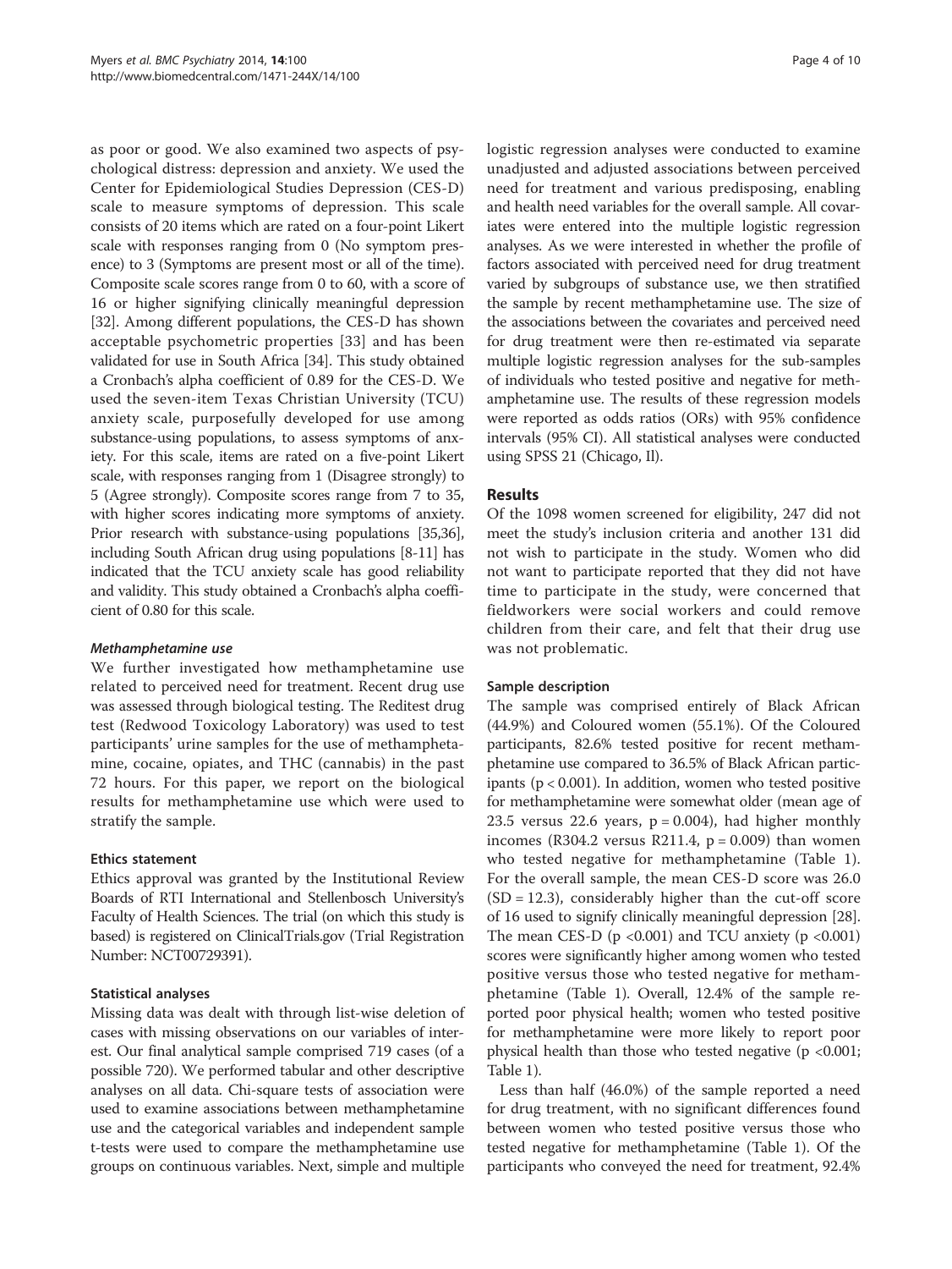as poor or good. We also examined two aspects of psychological distress: depression and anxiety. We used the Center for Epidemiological Studies Depression (CES-D) scale to measure symptoms of depression. This scale consists of 20 items which are rated on a four-point Likert scale with responses ranging from 0 (No symptom presence) to 3 (Symptoms are present most or all of the time). Composite scale scores range from 0 to 60, with a score of 16 or higher signifying clinically meaningful depression [32]. Among different populations, the CES-D has shown acceptable psychometric properties [33] and has been validated for use in South Africa [34]. This study obtained a Cronbach's alpha coefficient of 0.89 for the CES-D. We used the seven-item Texas Christian University (TCU) anxiety scale, purposefully developed for use among substance-using populations, to assess symptoms of anxiety. For this scale, items are rated on a five-point Likert scale, with responses ranging from 1 (Disagree strongly) to 5 (Agree strongly). Composite scores range from 7 to 35, with higher scores indicating more symptoms of anxiety. Prior research with substance-using populations [35,36], including South African drug using populations [8-11] has indicated that the TCU anxiety scale has good reliability and validity. This study obtained a Cronbach's alpha coefficient of 0.80 for this scale.

#### *Methamphetamine use*

We further investigated how methamphetamine use related to perceived need for treatment. Recent drug use was assessed through biological testing. The Reditest drug test (Redwood Toxicology Laboratory) was used to test participants' urine samples for the use of methamphetamine, cocaine, opiates, and THC (cannabis) in the past 72 hours. For this paper, we report on the biological results for methamphetamine use which were used to stratify the sample.

### Ethics statement

Ethics approval was granted by the Institutional Review Boards of RTI International and Stellenbosch University's Faculty of Health Sciences. The trial (on which this study is based) is registered on ClinicalTrials.gov (Trial Registration Number: NCT00729391).

### Statistical analyses

Missing data was dealt with through list-wise deletion of cases with missing observations on our variables of interest. Our final analytical sample comprised 719 cases (of a possible 720). We performed tabular and other descriptive analyses on all data. Chi-square tests of association were used to examine associations between methamphetamine use and the categorical variables and independent sample t-tests were used to compare the methamphetamine use groups on continuous variables. Next, simple and multiple logistic regression analyses were conducted to examine unadjusted and adjusted associations between perceived need for treatment and various predisposing, enabling and health need variables for the overall sample. All covariates were entered into the multiple logistic regression analyses. As we were interested in whether the profile of factors associated with perceived need for drug treatment varied by subgroups of substance use, we then stratified the sample by recent methamphetamine use. The size of the associations between the covariates and perceived need for drug treatment were then re-estimated via separate multiple logistic regression analyses for the sub-samples of individuals who tested positive and negative for methamphetamine use. The results of these regression models were reported as odds ratios (ORs) with 95% confidence intervals (95% CI). All statistical analyses were conducted using SPSS 21 (Chicago, Il).

## Results

Of the 1098 women screened for eligibility, 247 did not meet the study's inclusion criteria and another 131 did not wish to participate in the study. Women who did not want to participate reported that they did not have time to participate in the study, were concerned that fieldworkers were social workers and could remove children from their care, and felt that their drug use was not problematic.

### Sample description

The sample was comprised entirely of Black African (44.9%) and Coloured women (55.1%). Of the Coloured participants, 82.6% tested positive for recent methamphetamine use compared to 36.5% of Black African participants ($p < 0.001$). In addition, women who tested positive for methamphetamine were somewhat older (mean age of 23.5 versus 22.6 years, $p = 0.004$), had higher monthly incomes (R304.2 versus R211.4, $p = 0.009$) than women who tested negative for methamphetamine (Table 1). For the overall sample, the mean CES-D score was 26.0 ($SD = 12.3$), considerably higher than the cut-off score of 16 used to signify clinically meaningful depression [28]. The mean CES-D ($p < 0.001$) and TCU anxiety ($p < 0.001$) scores were significantly higher among women who tested positive versus those who tested negative for methamphetamine (Table 1). Overall, 12.4% of the sample reported poor physical health; women who tested positive for methamphetamine were more likely to report poor physical health than those who tested negative ($p < 0.001$; Table 1).

Less than half (46.0%) of the sample reported a need for drug treatment, with no significant differences found between women who tested positive versus those who tested negative for methamphetamine (Table 1). Of the participants who conveyed the need for treatment, 92.4%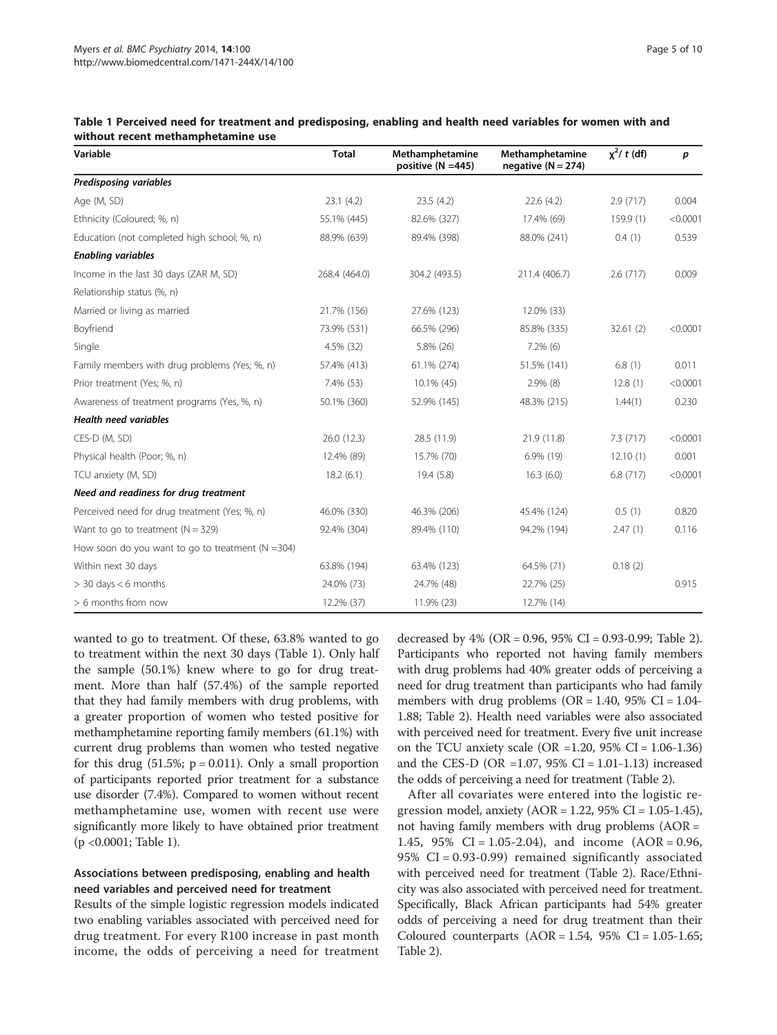**Table 1 Perceived need for treatment and predisposing, enabling and health need variables for women with and without recent methamphetamine use**

| Variable | Total | Methamphetamine positive (N =445) | Methamphetamine negative (N = 274) | $\chi^2$/ t (df) | p |
|---|---|---|---|---|---|
| ***Predisposing variables*** | | | | | |
| Age (M, SD) | 23.1 (4.2) | 23.5 (4.2) | 22.6 (4.2) | 2.9 (717) | 0.004 |
| Ethnicity (Coloured; %, n) | 55.1% (445) | 82.6% (327) | 17.4% (69) | 159.9 (1) | <0.0001 |
| Education (not completed high school; %, n) | 88.9% (639) | 89.4% (398) | 88.0% (241) | 0.4 (1) | 0.539 |
| ***Enabling variables*** | | | | | |
| Income in the last 30 days (ZAR M, SD) | 268.4 (464.0) | 304.2 (493.5) | 211.4 (406.7) | 2.6 (717) | 0.009 |
| Relationship status (%, n) | | | | | |
| Married or living as married | 21.7% (156) | 27.6% (123) | 12.0% (33) | | |
| Boyfriend | 73.9% (531) | 66.5% (296) | 85.8% (335) | 32.61 (2) | <0.0001 |
| Single | 4.5% (32) | 5.8% (26) | 7.2% (6) | | |
| Family members with drug problems (Yes; %, n) | 57.4% (413) | 61.1% (274) | 51.5% (141) | 6.8 (1) | 0.011 |
| Prior treatment (Yes; %, n) | 7.4% (53) | 10.1% (45) | 2.9% (8) | 12.8 (1) | <0.0001 |
| Awareness of treatment programs (Yes, %, n) | 50.1% (360) | 52.9% (145) | 48.3% (215) | 1.44(1) | 0.230 |
| ***Health need variables*** | | | | | |
| CES-D (M, SD) | 26.0 (12.3) | 28.5 (11.9) | 21.9 (11.8) | 7.3 (717) | <0.0001 |
| Physical health (Poor; %, n) | 12.4% (89) | 15.7% (70) | 6.9% (19) | 12.10 (1) | 0.001 |
| TCU anxiety (M, SD) | 18.2 (6.1) | 19.4 (5.8) | 16.3 (6.0) | 6.8 (717) | <0.0001 |
| ***Need and readiness for drug treatment*** | | | | | |
| Perceived need for drug treatment (Yes; %, n) | 46.0% (330) | 46.3% (206) | 45.4% (124) | 0.5 (1) | 0.820 |
| Want to go to treatment (N = 329) | 92.4% (304) | 89.4% (110) | 94.2% (194) | 2.47 (1) | 0.116 |
| How soon do you want to go to treatment (N =304) | | | | | |
| Within next 30 days | 63.8% (194) | 63.4% (123) | 64.5% (71) | 0.18 (2) | |
| > 30 days < 6 months | 24.0% (73) | 24.7% (48) | 22.7% (25) | | 0.915 |
| > 6 months from now | 12.2% (37) | 11.9% (23) | 12.7% (14) | | |

wanted to go to treatment. Of these, 63.8% wanted to go to treatment within the next 30 days (Table 1). Only half the sample (50.1%) knew where to go for drug treatment. More than half (57.4%) of the sample reported that they had family members with drug problems, with a greater proportion of women who tested positive for methamphetamine reporting family members (61.1%) with current drug problems than women who tested negative for this drug (51.5%; p = 0.011). Only a small proportion of participants reported prior treatment for a substance use disorder (7.4%). Compared to women without recent methamphetamine use, women with recent use were significantly more likely to have obtained prior treatment (p <0.0001; Table 1).

### Associations between predisposing, enabling and health need variables and perceived need for treatment

Results of the simple logistic regression models indicated two enabling variables associated with perceived need for drug treatment. For every R100 increase in past month income, the odds of perceiving a need for treatment decreased by 4% (OR = 0.96, 95% CI = 0.93-0.99; Table 2). Participants who reported not having family members with drug problems had 40% greater odds of perceiving a need for drug treatment than participants who had family members with drug problems (OR = 1.40, 95% CI = 1.04-1.88; Table 2). Health need variables were also associated with perceived need for treatment. Every five unit increase on the TCU anxiety scale (OR =1.20, 95% CI = 1.06-1.36) and the CES-D (OR =1.07, 95% CI = 1.01-1.13) increased the odds of perceiving a need for treatment (Table 2).

After all covariates were entered into the logistic regression model, anxiety (AOR = 1.22, 95% CI = 1.05-1.45), not having family members with drug problems (AOR = 1.45, 95% CI = 1.05-2.04), and income (AOR = 0.96, 95% CI = 0.93-0.99) remained significantly associated with perceived need for treatment (Table 2). Race/Ethnicity was also associated with perceived need for treatment. Specifically, Black African participants had 54% greater odds of perceiving a need for drug treatment than their Coloured counterparts (AOR = 1.54, 95% CI = 1.05-1.65; Table 2).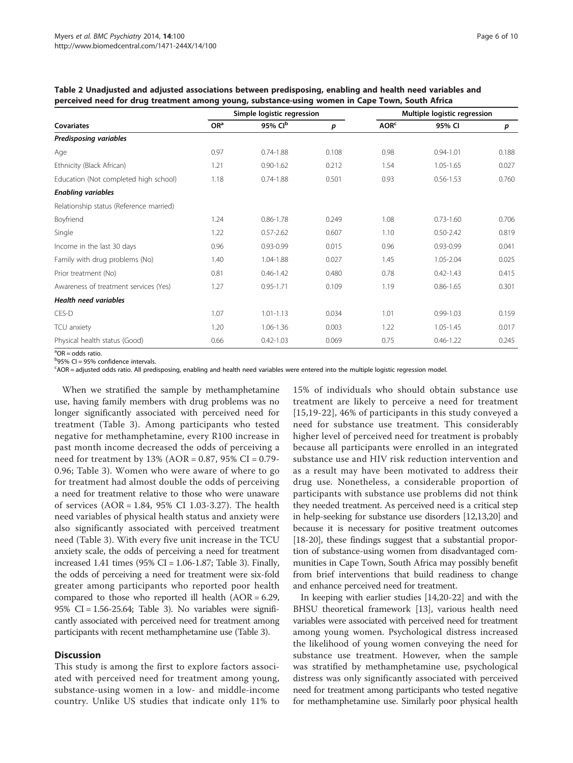**Table 2 Unadjusted and adjusted associations between predisposing, enabling and health need variables and perceived need for drug treatment among young, substance-using women in Cape Town, South Africa**

| | Simple logistic regression | | | Multiple logistic regression | | |
|---|---|---|---|---|---|---|
| **Covariates** | **OR[a]** | **95% CI[b]** | ***p*** | **AOR[c]** | **95% CI** | ***p*** |
| ***Predisposing variables*** | | | | | | |
| Age | 0.97 | 0.74-1.88 | 0.108 | 0.98 | 0.94-1.01 | 0.188 |
| Ethnicity (Black African) | 1.21 | 0.90-1.62 | 0.212 | 1.54 | 1.05-1.65 | 0.027 |
| Education (Not completed high school) | 1.18 | 0.74-1.88 | 0.501 | 0.93 | 0.56-1.53 | 0.760 |
| ***Enabling variables*** | | | | | | |
| Relationship status (Reference married) | | | | | | |
| Boyfriend | 1.24 | 0.86-1.78 | 0.249 | 1.08 | 0.73-1.60 | 0.706 |
| Single | 1.22 | 0.57-2.62 | 0.607 | 1.10 | 0.50-2.42 | 0.819 |
| Income in the last 30 days | 0.96 | 0.93-0.99 | 0.015 | 0.96 | 0.93-0.99 | 0.041 |
| Family with drug problems (No) | 1.40 | 1.04-1.88 | 0.027 | 1.45 | 1.05-2.04 | 0.025 |
| Prior treatment (No) | 0.81 | 0.46-1.42 | 0.480 | 0.78 | 0.42-1.43 | 0.415 |
| Awareness of treatment services (Yes) | 1.27 | 0.95-1.71 | 0.109 | 1.19 | 0.86-1.65 | 0.301 |
| ***Health need variables*** | | | | | | |
| CES-D | 1.07 | 1.01-1.13 | 0.034 | 1.01 | 0.99-1.03 | 0.159 |
| TCU anxiety | 1.20 | 1.06-1.36 | 0.003 | 1.22 | 1.05-1.45 | 0.017 |
| Physical health status (Good) | 0.66 | 0.42-1.03 | 0.069 | 0.75 | 0.46-1.22 | 0.245 |

[a]OR = odds ratio.
[b]95% CI = 95% confidence intervals.
[c]AOR = adjusted odds ratio. All predisposing, enabling and health need variables were entered into the multiple logistic regression model.

When we stratified the sample by methamphetamine use, having family members with drug problems was no longer significantly associated with perceived need for treatment (Table 3). Among participants who tested negative for methamphetamine, every R100 increase in past month income decreased the odds of perceiving a need for treatment by 13% (AOR = 0.87, 95% CI = 0.79-0.96; Table 3). Women who were aware of where to go for treatment had almost double the odds of perceiving a need for treatment relative to those who were unaware of services (AOR = 1.84, 95% CI 1.03-3.27). The health need variables of physical health status and anxiety were also significantly associated with perceived treatment need (Table 3). With every five unit increase in the TCU anxiety scale, the odds of perceiving a need for treatment increased 1.41 times (95% CI = 1.06-1.87; Table 3). Finally, the odds of perceiving a need for treatment were six-fold greater among participants who reported poor health compared to those who reported ill health (AOR = 6.29, 95% CI = 1.56-25.64; Table 3). No variables were significantly associated with perceived need for treatment among participants with recent methamphetamine use (Table 3).

## Discussion

This study is among the first to explore factors associated with perceived need for treatment among young, substance-using women in a low- and middle-income country. Unlike US studies that indicate only 11% to 15% of individuals who should obtain substance use treatment are likely to perceive a need for treatment [15,19-22], 46% of participants in this study conveyed a need for substance use treatment. This considerably higher level of perceived need for treatment is probably because all participants were enrolled in an integrated substance use and HIV risk reduction intervention and as a result may have been motivated to address their drug use. Nonetheless, a considerable proportion of participants with substance use problems did not think they needed treatment. As perceived need is a critical step in help-seeking for substance use disorders [12,13,20] and because it is necessary for positive treatment outcomes [18-20], these findings suggest that a substantial proportion of substance-using women from disadvantaged communities in Cape Town, South Africa may possibly benefit from brief interventions that build readiness to change and enhance perceived need for treatment.

In keeping with earlier studies [14,20-22] and with the BHSU theoretical framework [13], various health need variables were associated with perceived need for treatment among young women. Psychological distress increased the likelihood of young women conveying the need for substance use treatment. However, when the sample was stratified by methamphetamine use, psychological distress was only significantly associated with perceived need for treatment among participants who tested negative for methamphetamine use. Similarly poor physical health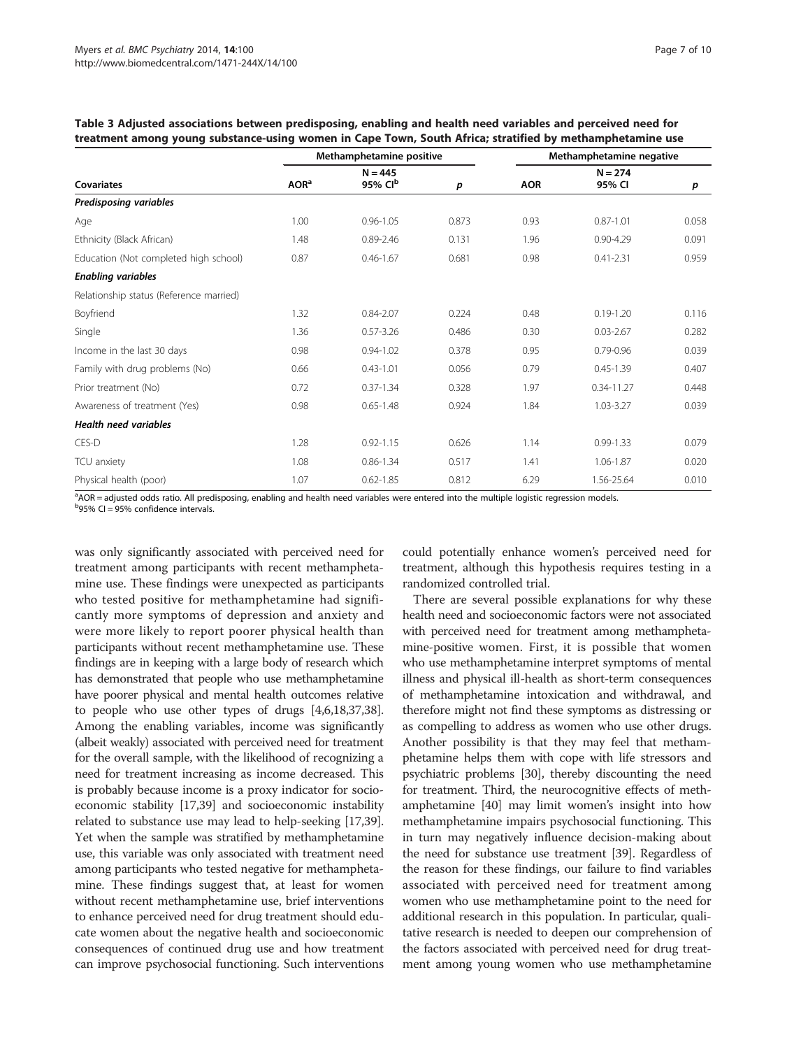**Table 3 Adjusted associations between predisposing, enabling and health need variables and perceived need for treatment among young substance-using women in Cape Town, South Africa; stratified by methamphetamine use**

| | Methamphetamine positive | | | Methamphetamine negative | | |
|---|---|---|---|---|---|---|
| | | N = 445 | | | N = 274 | |
| Covariates | AOR[a] | 95% CI[b] | *p* | AOR | 95% CI | *p* |
| ***Predisposing variables*** | | | | | | |
| Age | 1.00 | 0.96-1.05 | 0.873 | 0.93 | 0.87-1.01 | 0.058 |
| Ethnicity (Black African) | 1.48 | 0.89-2.46 | 0.131 | 1.96 | 0.90-4.29 | 0.091 |
| Education (Not completed high school) | 0.87 | 0.46-1.67 | 0.681 | 0.98 | 0.41-2.31 | 0.959 |
| ***Enabling variables*** | | | | | | |
| Relationship status (Reference married) | | | | | | |
| Boyfriend | 1.32 | 0.84-2.07 | 0.224 | 0.48 | 0.19-1.20 | 0.116 |
| Single | 1.36 | 0.57-3.26 | 0.486 | 0.30 | 0.03-2.67 | 0.282 |
| Income in the last 30 days | 0.98 | 0.94-1.02 | 0.378 | 0.95 | 0.79-0.96 | 0.039 |
| Family with drug problems (No) | 0.66 | 0.43-1.01 | 0.056 | 0.79 | 0.45-1.39 | 0.407 |
| Prior treatment (No) | 0.72 | 0.37-1.34 | 0.328 | 1.97 | 0.34-11.27 | 0.448 |
| Awareness of treatment (Yes) | 0.98 | 0.65-1.48 | 0.924 | 1.84 | 1.03-3.27 | 0.039 |
| ***Health need variables*** | | | | | | |
| CES-D | 1.28 | 0.92-1.15 | 0.626 | 1.14 | 0.99-1.33 | 0.079 |
| TCU anxiety | 1.08 | 0.86-1.34 | 0.517 | 1.41 | 1.06-1.87 | 0.020 |
| Physical health (poor) | 1.07 | 0.62-1.85 | 0.812 | 6.29 | 1.56-25.64 | 0.010 |

[a]AOR = adjusted odds ratio. All predisposing, enabling and health need variables were entered into the multiple logistic regression models.
[b]95% CI = 95% confidence intervals.

was only significantly associated with perceived need for treatment among participants with recent methamphetamine use. These findings were unexpected as participants who tested positive for methamphetamine had significantly more symptoms of depression and anxiety and were more likely to report poorer physical health than participants without recent methamphetamine use. These findings are in keeping with a large body of research which has demonstrated that people who use methamphetamine have poorer physical and mental health outcomes relative to people who use other types of drugs [4,6,18,37,38]. Among the enabling variables, income was significantly (albeit weakly) associated with perceived need for treatment for the overall sample, with the likelihood of recognizing a need for treatment increasing as income decreased. This is probably because income is a proxy indicator for socioeconomic stability [17,39] and socioeconomic instability related to substance use may lead to help-seeking [17,39]. Yet when the sample was stratified by methamphetamine use, this variable was only associated with treatment need among participants who tested negative for methamphetamine. These findings suggest that, at least for women without recent methamphetamine use, brief interventions to enhance perceived need for drug treatment should educate women about the negative health and socioeconomic consequences of continued drug use and how treatment can improve psychosocial functioning. Such interventions could potentially enhance women's perceived need for treatment, although this hypothesis requires testing in a randomized controlled trial.

There are several possible explanations for why these health need and socioeconomic factors were not associated with perceived need for treatment among methamphetamine-positive women. First, it is possible that women who use methamphetamine interpret symptoms of mental illness and physical ill-health as short-term consequences of methamphetamine intoxication and withdrawal, and therefore might not find these symptoms as distressing or as compelling to address as women who use other drugs. Another possibility is that they may feel that methamphetamine helps them with cope with life stressors and psychiatric problems [30], thereby discounting the need for treatment. Third, the neurocognitive effects of methamphetamine [40] may limit women's insight into how methamphetamine impairs psychosocial functioning. This in turn may negatively influence decision-making about the need for substance use treatment [39]. Regardless of the reason for these findings, our failure to find variables associated with perceived need for treatment among women who use methamphetamine point to the need for additional research in this population. In particular, qualitative research is needed to deepen our comprehension of the factors associated with perceived need for drug treatment among young women who use methamphetamine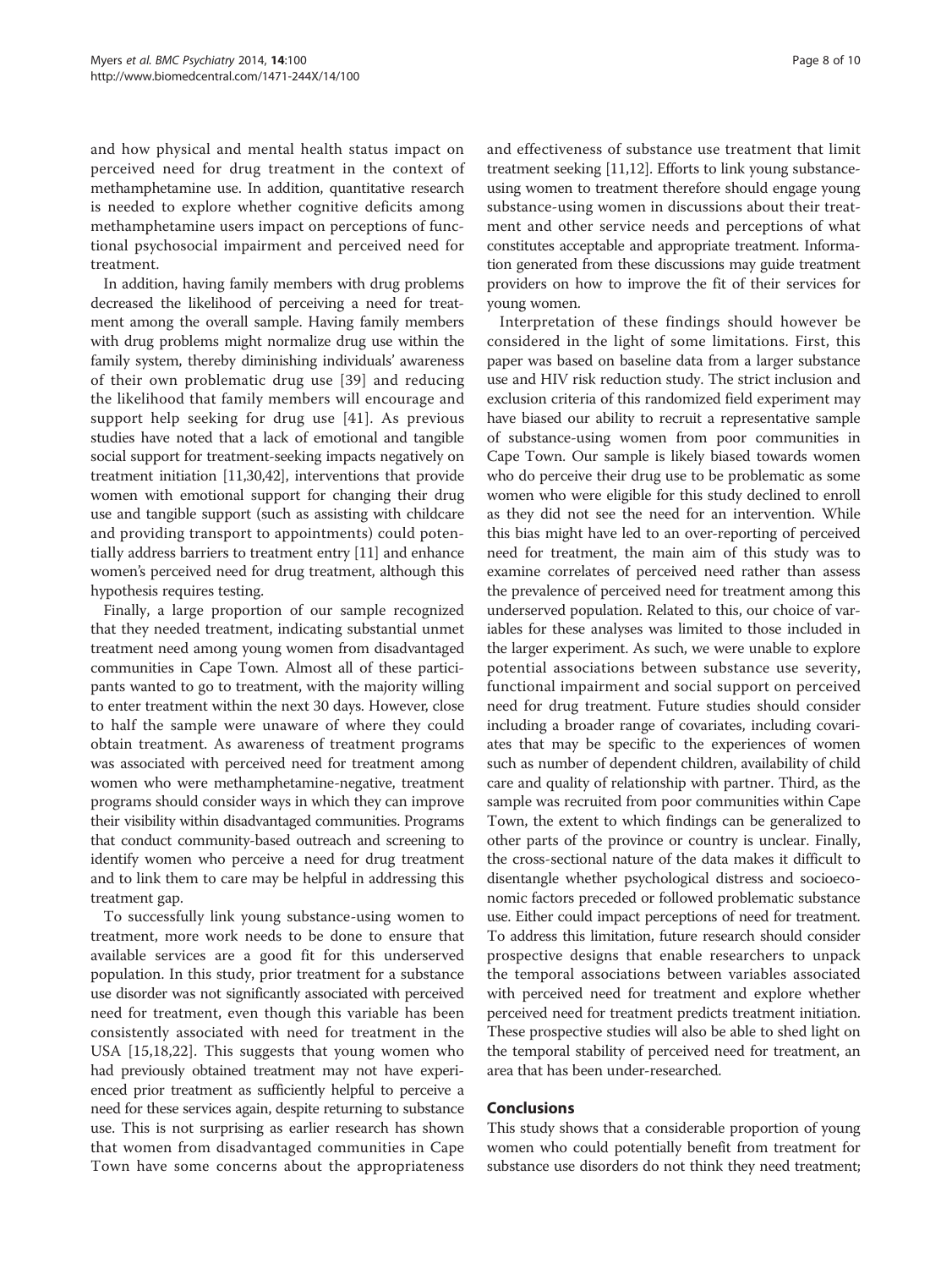and how physical and mental health status impact on perceived need for drug treatment in the context of methamphetamine use. In addition, quantitative research is needed to explore whether cognitive deficits among methamphetamine users impact on perceptions of functional psychosocial impairment and perceived need for treatment.

In addition, having family members with drug problems decreased the likelihood of perceiving a need for treatment among the overall sample. Having family members with drug problems might normalize drug use within the family system, thereby diminishing individuals' awareness of their own problematic drug use [39] and reducing the likelihood that family members will encourage and support help seeking for drug use [41]. As previous studies have noted that a lack of emotional and tangible social support for treatment-seeking impacts negatively on treatment initiation [11,30,42], interventions that provide women with emotional support for changing their drug use and tangible support (such as assisting with childcare and providing transport to appointments) could potentially address barriers to treatment entry [11] and enhance women's perceived need for drug treatment, although this hypothesis requires testing.

Finally, a large proportion of our sample recognized that they needed treatment, indicating substantial unmet treatment need among young women from disadvantaged communities in Cape Town. Almost all of these participants wanted to go to treatment, with the majority willing to enter treatment within the next 30 days. However, close to half the sample were unaware of where they could obtain treatment. As awareness of treatment programs was associated with perceived need for treatment among women who were methamphetamine-negative, treatment programs should consider ways in which they can improve their visibility within disadvantaged communities. Programs that conduct community-based outreach and screening to identify women who perceive a need for drug treatment and to link them to care may be helpful in addressing this treatment gap.

To successfully link young substance-using women to treatment, more work needs to be done to ensure that available services are a good fit for this underserved population. In this study, prior treatment for a substance use disorder was not significantly associated with perceived need for treatment, even though this variable has been consistently associated with need for treatment in the USA [15,18,22]. This suggests that young women who had previously obtained treatment may not have experienced prior treatment as sufficiently helpful to perceive a need for these services again, despite returning to substance use. This is not surprising as earlier research has shown that women from disadvantaged communities in Cape Town have some concerns about the appropriateness and effectiveness of substance use treatment that limit treatment seeking [11,12]. Efforts to link young substance-using women to treatment therefore should engage young substance-using women in discussions about their treatment and other service needs and perceptions of what constitutes acceptable and appropriate treatment. Information generated from these discussions may guide treatment providers on how to improve the fit of their services for young women.

Interpretation of these findings should however be considered in the light of some limitations. First, this paper was based on baseline data from a larger substance use and HIV risk reduction study. The strict inclusion and exclusion criteria of this randomized field experiment may have biased our ability to recruit a representative sample of substance-using women from poor communities in Cape Town. Our sample is likely biased towards women who do perceive their drug use to be problematic as some women who were eligible for this study declined to enroll as they did not see the need for an intervention. While this bias might have led to an over-reporting of perceived need for treatment, the main aim of this study was to examine correlates of perceived need rather than assess the prevalence of perceived need for treatment among this underserved population. Related to this, our choice of variables for these analyses was limited to those included in the larger experiment. As such, we were unable to explore potential associations between substance use severity, functional impairment and social support on perceived need for drug treatment. Future studies should consider including a broader range of covariates, including covariates that may be specific to the experiences of women such as number of dependent children, availability of child care and quality of relationship with partner. Third, as the sample was recruited from poor communities within Cape Town, the extent to which findings can be generalized to other parts of the province or country is unclear. Finally, the cross-sectional nature of the data makes it difficult to disentangle whether psychological distress and socioeconomic factors preceded or followed problematic substance use. Either could impact perceptions of need for treatment. To address this limitation, future research should consider prospective designs that enable researchers to unpack the temporal associations between variables associated with perceived need for treatment and explore whether perceived need for treatment predicts treatment initiation. These prospective studies will also be able to shed light on the temporal stability of perceived need for treatment, an area that has been under-researched.

## Conclusions

This study shows that a considerable proportion of young women who could potentially benefit from treatment for substance use disorders do not think they need treatment;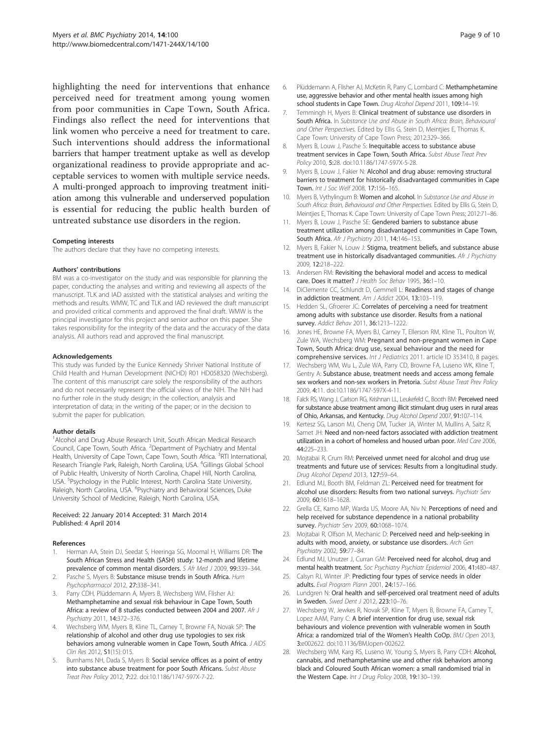highlighting the need for interventions that enhance perceived need for treatment among young women from poor communities in Cape Town, South Africa. Findings also reflect the need for interventions that link women who perceive a need for treatment to care. Such interventions should address the informational barriers that hamper treatment uptake as well as develop organizational readiness to provide appropriate and acceptable services to women with multiple service needs. A multi-pronged approach to improving treatment initiation among this vulnerable and underserved population is essential for reducing the public health burden of untreated substance use disorders in the region.

#### Competing interests

The authors declare that they have no competing interests.

#### Authors' contributions

BM was a co-investigator on the study and was responsible for planning the paper, conducting the analyses and writing and reviewing all aspects of the manuscript. TLK and IAD assisted with the statistical analyses and writing the methods and results. WMW, TC and TLK and IAD reviewed the draft manuscript and provided critical comments and approved the final draft. WMW is the principal investigator for this project and senior author on this paper. She takes responsibility for the integrity of the data and the accuracy of the data analysis. All authors read and approved the final manuscript.

#### Acknowledgements

This study was funded by the Eunice Kennedy Shriver National Institute of Child Health and Human Development (NICHD) R01 HD058320 (Wechsberg). The content of this manuscript care solely the responsibility of the authors and do not necessarily represent the official views of the NIH. The NIH had no further role in the study design; in the collection, analysis and interpretation of data; in the writing of the paper; or in the decision to submit the paper for publication.

#### Author details

[1]Alcohol and Drug Abuse Research Unit, South African Medical Research Council, Cape Town, South Africa. [2]Department of Psychiatry and Mental Health, University of Cape Town, Cape Town, South Africa. [3]RTI International, Research Triangle Park, Raleigh, North Carolina, USA. [4]Gillings Global School of Public Health, University of North Carolina, Chapel Hill, North Carolina, USA. [5]Psychology in the Public Interest, North Carolina State University, Raleigh, North Carolina, USA. [6]Psychiatry and Behavioral Sciences, Duke University School of Medicine, Raleigh, North Carolina, USA.

Received: 22 January 2014 Accepted: 31 March 2014
Published: 4 April 2014

#### References

1. Herman AA, Stein DJ, Seedat S, Heeringa SG, Moomal H, Williams DR: **The South African Stress and Health (SASH) study: 12-month and lifetime prevalence of common mental disorders.** *S Afr Med J* 2009, **99:**339–344.
2. Pasche S, Myers B: **Substance misuse trends in South Africa.** *Hum Psychopharmacol* 2012, **27:**338–341.
3. Parry CDH, Plüddemann A, Myers B, Wechsberg WM, Flisher AJ: **Methamphetamine and sexual risk behaviour in Cape Town, South Africa: a review of 8 studies conducted between 2004 and 2007.** *Afr J Psychiatry* 2011, **14:**372–376.
4. Wechsberg WM, Myers B, Kline TL, Carney T, Browne FA, Novak SP: **The relationship of alcohol and other drug use typologies to sex risk behaviors among vulnerable women in Cape Town, South Africa.** *J AIDS Clin Res* 2012, **S1**(15): 015.
5. Burnhams NH, Dada S, Myers B: **Social service offices as a point of entry into substance abuse treatment for poor South Africans.** *Subst Abuse Treat Prev Policy* 2012, **7:**22. doi:10.1186/1747-597X-7-22.
6. Plüddemann A, Flisher AJ, McKetin R, Parry C, Lombard C: **Methamphetamine use, aggressive behavior and other mental health issues among high school students in Cape Town.** *Drug Alcohol Depend* 2011, **109:**14–19.
7. Temmingh H, Myers B: **Clinical treatment of substance use disorders in South Africa.** In *Substance Use and Abuse in South Africa: Brain, Behavioural and Other Perspectives.* Edited by Ellis G, Stein D, Meintjies E, Thomas K. Cape Town: University of Cape Town Press; 2012:329–366.
8. Myers B, Louw J, Pasche S: **Inequitable access to substance abuse treatment services in Cape Town, South Africa.** *Subst Abuse Treat Prev Policy* 2010, **5:**28. doi:10.1186/1747-597X-5-28.
9. Myers B, Louw J, Fakier N: **Alcohol and drug abuse: removing structural barriers to treatment for historically disadvantaged communities in Cape Town.** *Int J Soc Welf* 2008, **17:**156–165.
10. Myers B, Vythylingum B: **Women and alcohol.** In *Substance Use and Abuse in South Africa: Brain, Behavioural and Other Perspectives.* Edited by Ellis G, Stein D, Meintjies E, Thomas K. Cape Town: University of Cape Town Press; 2012:71–86.
11. Myers B, Louw J, Pasche SE: **Gendered barriers to substance abuse treatment utilization among disadvantaged communities in Cape Town, South Africa.** *Afr J Psychiatry* 2011, **14:**146–153.
12. Myers B, Fakier N, Louw J: **Stigma, treatment beliefs, and substance abuse treatment use in historically disadvantaged communities.** *Afr J Psychiatry* 2009, **12:**218–222.
13. Andersen RM: **Revisiting the behavioral model and access to medical care. Does it matter?** *J Health Soc Behav* 1995, **36:**1–10.
14. DiClemente CC, Schlundt D, Gemmell L: **Readiness and stages of change in addiction treatment.** *Am J Addict* 2004, **13:**103–119.
15. Hedden SL, Gfroerer JC: **Correlates of perceiving a need for treatment among adults with substance use disorder. Results from a national survey.** *Addict Behav* 2011, **36:**1213–1222.
16. Jones HE, Browne FA, Myers BJ, Carney T, Ellerson RM, Kline TL, Poulton W, Zule WA, Wechsberg WM: **Pregnant and non-pregnant women in Cape Town, South Africa: drug use, sexual behaviour and the need for comprehensive services.** *Int J Pediatrics* 2011. article ID 353410, 8 pages.
17. Wechsberg WM, Wu L, Zule WA, Parry CD, Browne FA, Luseno WK, Kline T, Gentry A: **Substance abuse, treatment needs and access among female sex workers and non-sex workers in Pretoria.** *Subst Abuse Treat Prev Policy* 2009, **4:**11. doi:10.1186/1747-597X-4-11.
18. Falck RS, Wang J, Carlson RG, Krishnan LL, Leukefeld C, Booth BM: **Perceived need for substance abuse treatment among illicit stimulant drug users in rural areas of Ohio, Arkansas, and Kentucky.** *Drug Alcohol Depend* 2007, **91:**107–114.
19. Kertesz SG, Larson MJ, Cheng DM, Tucker JA, Winter M, Mullins A, Saitz R, Samet JH: **Need and non-need factors associated with addiction treatment utilization in a cohort of homeless and housed urban poor.** *Med Care* 2006, **44:**225–233.
20. Mojtabai R, Crum RM: **Perceived unmet need for alcohol and drug use treatments and future use of services: Results from a longitudinal study.** *Drug Alcohol Depend* 2013, **127:**59–64.
21. Edlund MJ, Booth BM, Feldman ZL: **Perceived need for treatment for alcohol use disorders: Results from two national surveys.** *Psychiatr Serv* 2009, **60:**1618–1628.
22. Grella CE, Karno MP, Warda US, Moore AA, Niv N: **Perceptions of need and help received for substance dependence in a national probability survey.** *Psychiatr Serv* 2009, **60:**1068–1074.
23. Mojtabai R, Olfson M, Mechanic D: **Perceived need and help-seeking in adults with mood, anxiety, or substance use disorders.** *Arch Gen Psychiatry* 2002, **59:**77–84.
24. Edlund MJ, Unutzer J, Curran GM: **Perceived need for alcohol, drug and mental health treatment.** *Soc Psychiatry Psychiatr Epidemiol* 2006, **41:**480–487.
25. Calsyn RJ, Winter JP: **Predicting four types of service needs in older adults.** *Eval Program Plann* 2001, **24:**157–166.
26. Lundgren N: **Oral health and self-perceived oral treatment need of adults in Sweden.** *Swed Dent J* 2012, **223:**10–76.
27. Wechsberg W, Jewkes R, Novak SP, Kline T, Myers B, Browne FA, Carney T, Lopez AAM, Parry C: **A brief intervention for drug use, sexual risk behaviours and violence prevention with vulnerable women in South Africa: a randomized trial of the Women's Health CoOp.** *BMJ Open* 2013, **3:**e002622. doi:10.1136/BMJopen-002622.
28. Wechsberg WM, Karg RS, Luseno W, Young S, Myers B, Parry CDH: **Alcohol, cannabis, and methamphetamine use and other risk behaviours among black and Coloured South African women: a small randomised trial in the Western Cape.** *Int J Drug Policy* 2008, **19:**130–139.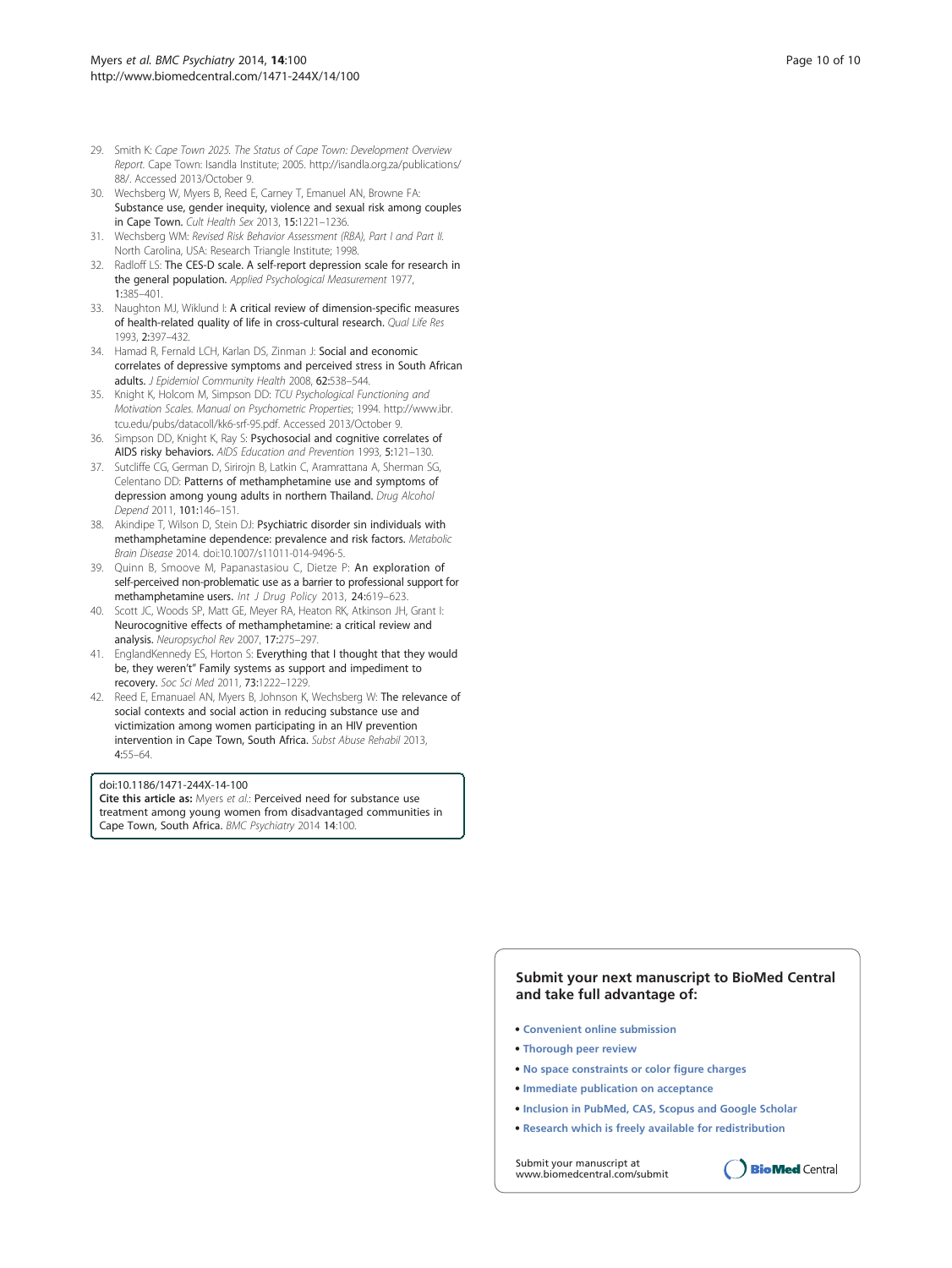29. Smith K: *Cape Town 2025. The Status of Cape Town: Development Overview Report.* Cape Town: Isandla Institute; 2005. http://isandla.org.za/publications/88/. Accessed 2013/October 9.
30. Wechsberg W, Myers B, Reed E, Carney T, Emanuel AN, Browne FA: **Substance use, gender inequity, violence and sexual risk among couples in Cape Town.** *Cult Health Sex* 2013, **15:**1221–1236.
31. Wechsberg WM: *Revised Risk Behavior Assessment (RBA), Part I and Part II.* North Carolina, USA: Research Triangle Institute; 1998.
32. Radloff LS: **The CES-D scale. A self-report depression scale for research in the general population.** *Applied Psychological Measurement* 1977, **1:**385–401.
33. Naughton MJ, Wiklund I: **A critical review of dimension-specific measures of health-related quality of life in cross-cultural research.** *Qual Life Res* 1993, **2:**397–432.
34. Hamad R, Fernald LCH, Karlan DS, Zinman J: **Social and economic correlates of depressive symptoms and perceived stress in South African adults.** *J Epidemiol Community Health* 2008, **62:**538–544.
35. Knight K, Holcom M, Simpson DD: *TCU Psychological Functioning and Motivation Scales. Manual on Psychometric Properties*; 1994. http://www.ibr.tcu.edu/pubs/datacoll/kk6-srf-95.pdf. Accessed 2013/October 9.
36. Simpson DD, Knight K, Ray S: **Psychosocial and cognitive correlates of AIDS risk behaviors.** *AIDS Education and Prevention* 1993, **5:**121–130.
37. Sutcliffe CG, German D, Sirirojn B, Latkin C, Aramrattana A, Sherman SG, Celentano DD: **Patterns of methamphetamine use and symptoms of depression among young adults in northern Thailand.** *Drug Alcohol Depend* 2011, **101:**146–151.
38. Akindipe T, Wilson D, Stein DJ: **Psychiatric disorder sin individuals with methamphetamine dependence: prevalence and risk factors.** *Metabolic Brain Disease* 2014. doi:10.1007/s11011-014-9496-5.
39. Quinn B, Smoove M, Papanastasiou C, Dietze P: **An exploration of self-perceived non-problematic use as a barrier to professional support for methamphetamine users.** *Int J Drug Policy* 2013, **24:**619–623.
40. Scott JC, Woods SP, Matt GE, Meyer RA, Heaton RK, Atkinson JH, Grant I: **Neurocognitive effects of methamphetamine: a critical review and analysis.** *Neuropsychol Rev* 2007, **17:**275–297.
41. EnglandKennedy ES, Horton S: **Everything that I thought that they would be, they weren't" Family systems as support and impediment to recovery.** *Soc Sci Med* 2011, **73:**1222–1229.
42. Reed E, Emanuael AN, Myers B, Johnson K, Wechsberg W: **The relevance of social contexts and social action in reducing substance use and victimization among women participating in an HIV prevention intervention in Cape Town, South Africa.** *Subst Abuse Rehabil* 2013, **4:**55–64.

doi:10.1186/1471-244X-14-100

**Cite this article as:** Myers *et al.*: Perceived need for substance use treatment among young women from disadvantaged communities in Cape Town, South Africa. *BMC Psychiatry* 2014 **14**:100.

**Submit your next manuscript to BioMed Central and take full advantage of:**

- **Convenient online submission**
- **Thorough peer review**
- **No space constraints or color figure charges**
- **Immediate publication on acceptance**
- **Inclusion in PubMed, CAS, Scopus and Google Scholar**
- **Research which is freely available for redistribution**

Submit your manuscript at
www.biomedcentral.com/submit

BioMed Central